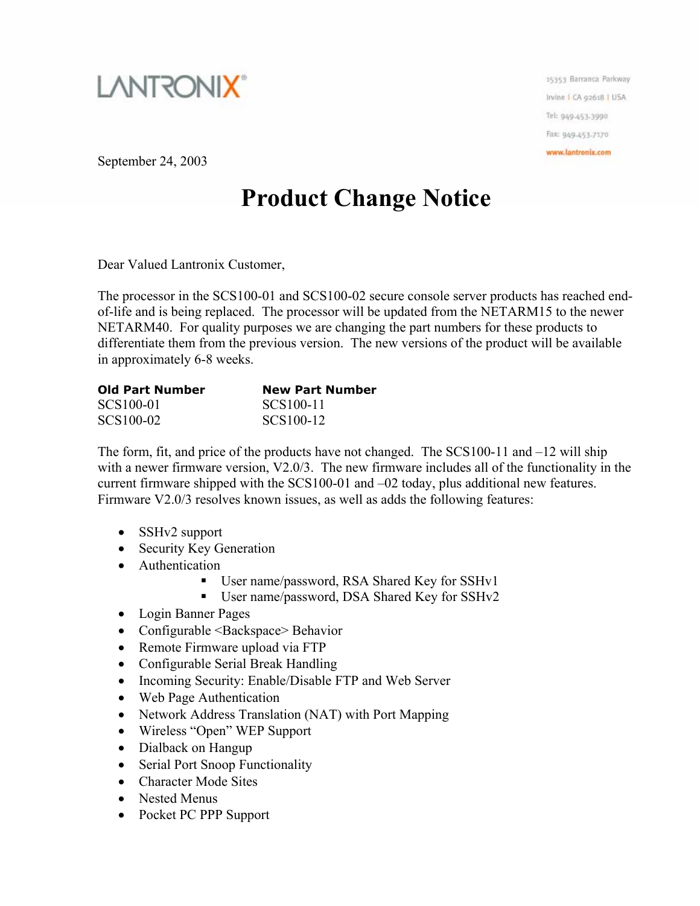LANTRONIX®

15353 Barranca Parkway
Irvine | CA 92618 | USA
Tel: 949-453-3990
Fax: 949-453-7170
www.lantronix.com

September 24, 2003

# Product Change Notice

Dear Valued Lantronix Customer,

The processor in the SCS100-01 and SCS100-02 secure console server products has reached end-of-life and is being replaced. The processor will be updated from the NETARM15 to the newer NETARM40. For quality purposes we are changing the part numbers for these products to differentiate them from the previous version. The new versions of the product will be available in approximately 6-8 weeks.

| Old Part Number | New Part Number |
|---|---|
| SCS100-01 | SCS100-11 |
| SCS100-02 | SCS100-12 |

The form, fit, and price of the products have not changed. The SCS100-11 and –12 will ship with a newer firmware version, V2.0/3. The new firmware includes all of the functionality in the current firmware shipped with the SCS100-01 and –02 today, plus additional new features. Firmware V2.0/3 resolves known issues, as well as adds the following features:

- SSHv2 support
- Security Key Generation
- Authentication
  - User name/password, RSA Shared Key for SSHv1
  - User name/password, DSA Shared Key for SSHv2
- Login Banner Pages
- Configurable <Backspace> Behavior
- Remote Firmware upload via FTP
- Configurable Serial Break Handling
- Incoming Security: Enable/Disable FTP and Web Server
- Web Page Authentication
- Network Address Translation (NAT) with Port Mapping
- Wireless "Open" WEP Support
- Dialback on Hangup
- Serial Port Snoop Functionality
- Character Mode Sites
- Nested Menus
- Pocket PC PPP Support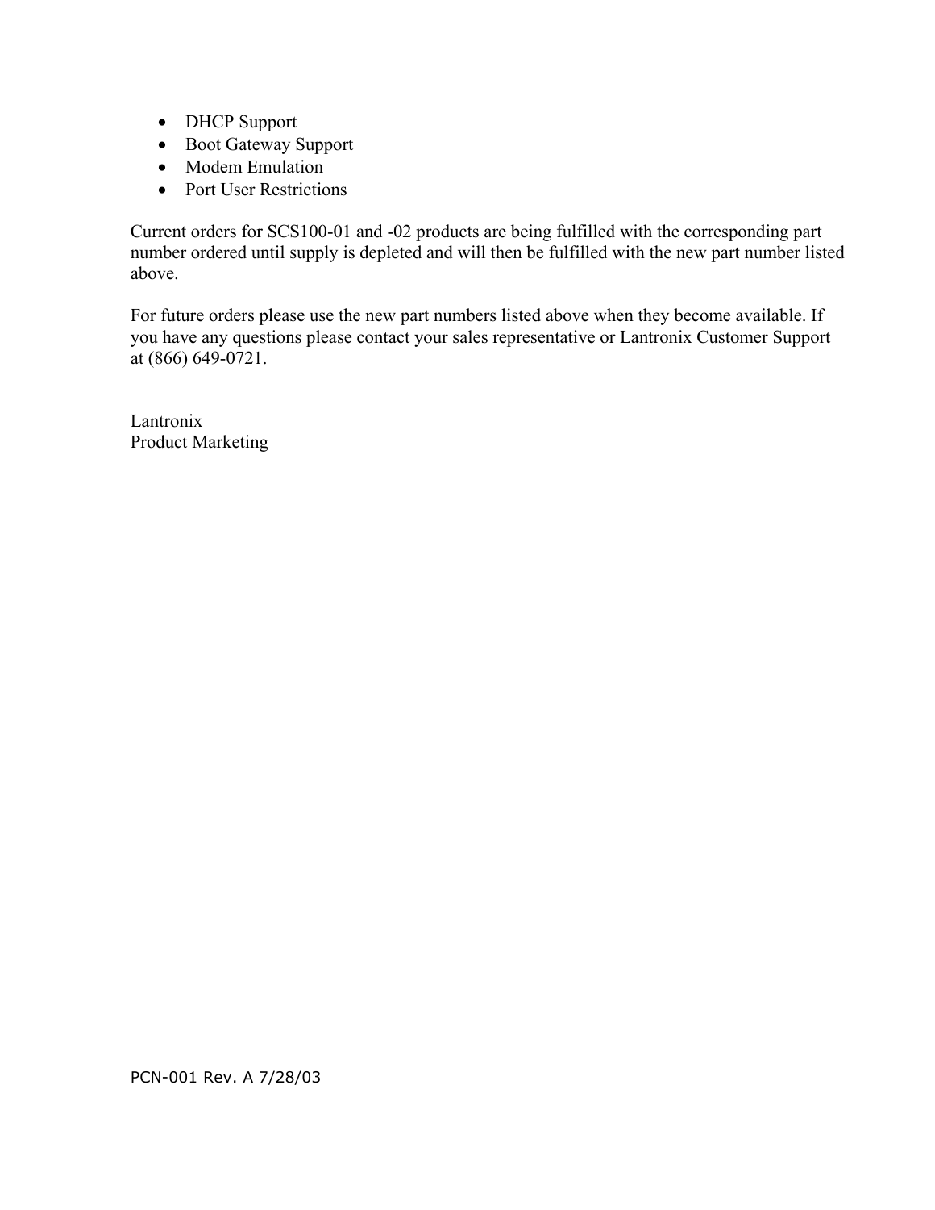- DHCP Support
- Boot Gateway Support
- Modem Emulation
- Port User Restrictions

Current orders for SCS100-01 and -02 products are being fulfilled with the corresponding part number ordered until supply is depleted and will then be fulfilled with the new part number listed above.

For future orders please use the new part numbers listed above when they become available. If you have any questions please contact your sales representative or Lantronix Customer Support at (866) 649-0721.

Lantronix
Product Marketing

PCN-001 Rev. A 7/28/03